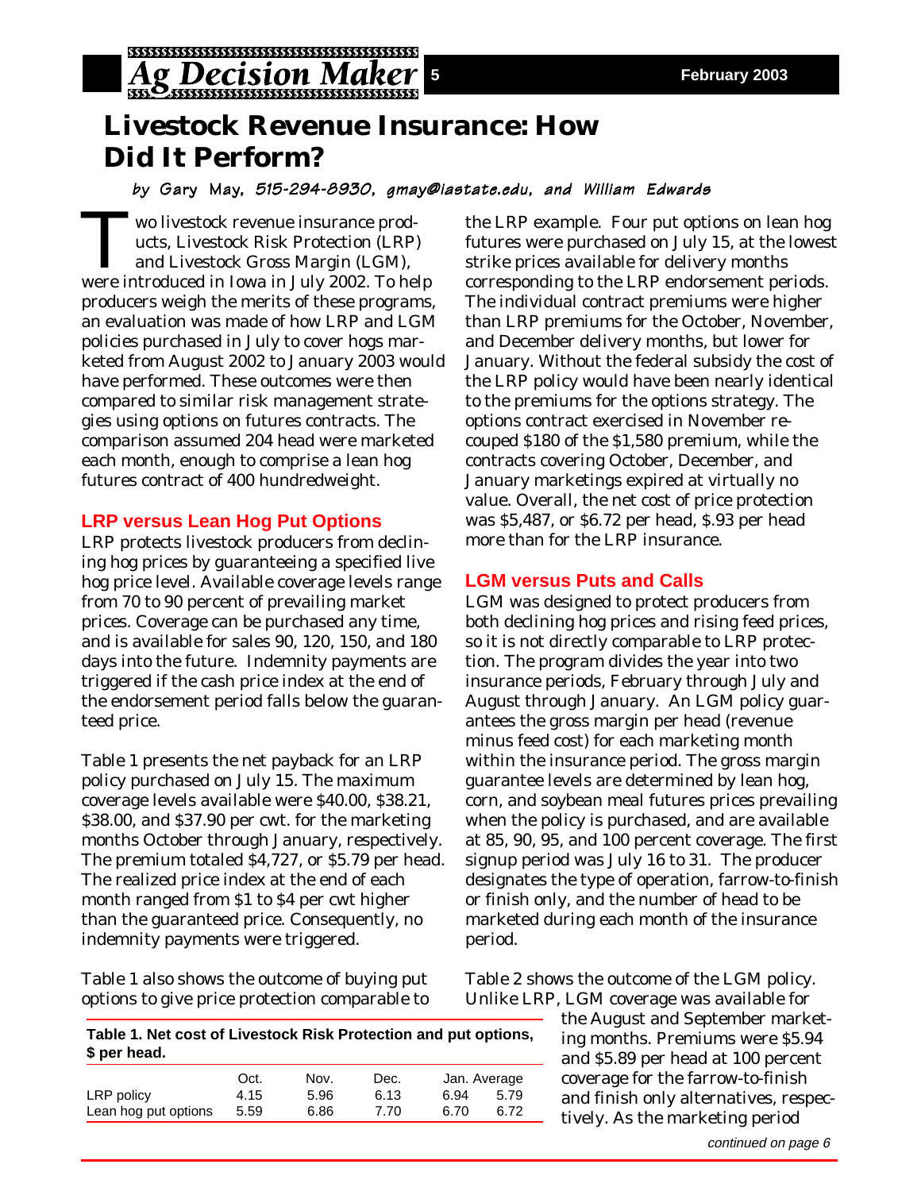# Livestock Revenue Insurance: How Did It Perform?

*by Gary May, 515-294-8930, gmay@iastate.edu, and William Edwards*

Two livestock revenue insurance products, Livestock Risk Protection (LRP) and Livestock Gross Margin (LGM), were introduced in Iowa in July 2002. To help producers weigh the merits of these programs, an evaluation was made of how LRP and LGM policies purchased in July to cover hogs marketed from August 2002 to January 2003 would have performed. These outcomes were then compared to similar risk management strategies using options on futures contracts. The comparison assumed 204 head were marketed each month, enough to comprise a lean hog futures contract of 400 hundredweight.

## LRP versus Lean Hog Put Options

LRP protects livestock producers from declining hog prices by guaranteeing a specified live hog price level. Available coverage levels range from 70 to 90 percent of prevailing market prices. Coverage can be purchased any time, and is available for sales 90, 120, 150, and 180 days into the future. Indemnity payments are triggered if the cash price index at the end of the endorsement period falls below the guaranteed price.

Table 1 presents the net payback for an LRP policy purchased on July 15. The maximum coverage levels available were $40.00, $38.21, $38.00, and $37.90 per cwt. for the marketing months October through January, respectively. The premium totaled $4,727, or $5.79 per head. The realized price index at the end of each month ranged from $1 to $4 per cwt higher than the guaranteed price. Consequently, no indemnity payments were triggered.

Table 1 also shows the outcome of buying put options to give price protection comparable to the LRP example. Four put options on lean hog futures were purchased on July 15, at the lowest strike prices available for delivery months corresponding to the LRP endorsement periods. The individual contract premiums were higher than LRP premiums for the October, November, and December delivery months, but lower for January. Without the federal subsidy the cost of the LRP policy would have been nearly identical to the premiums for the options strategy. The options contract exercised in November recouped $180 of the $1,580 premium, while the contracts covering October, December, and January marketings expired at virtually no value. Overall, the net cost of price protection was $5,487, or $6.72 per head, $.93 per head more than for the LRP insurance.

**Table 1. Net cost of Livestock Risk Protection and put options, $ per head.**

| | Oct. | Nov. | Dec. | Jan. | Average |
|---|---|---|---|---|---|
| LRP policy | 4.15 | 5.96 | 6.13 | 6.94 | 5.79 |
| Lean hog put options | 5.59 | 6.86 | 7.70 | 6.70 | 6.72 |

## LGM versus Puts and Calls

LGM was designed to protect producers from both declining hog prices and rising feed prices, so it is not directly comparable to LRP protection. The program divides the year into two insurance periods, February through July and August through January. An LGM policy guarantees the gross margin per head (revenue minus feed cost) for each marketing month within the insurance period. The gross margin guarantee levels are determined by lean hog, corn, and soybean meal futures prices prevailing when the policy is purchased, and are available at 85, 90, 95, and 100 percent coverage. The first signup period was July 16 to 31. The producer designates the type of operation, farrow-to-finish or finish only, and the number of head to be marketed during each month of the insurance period.

Table 2 shows the outcome of the LGM policy. Unlike LRP, LGM coverage was available for the August and September marketing months. Premiums were $5.94 and $5.89 per head at 100 percent coverage for the farrow-to-finish and finish only alternatives, respectively. As the marketing period

*continued on page 6*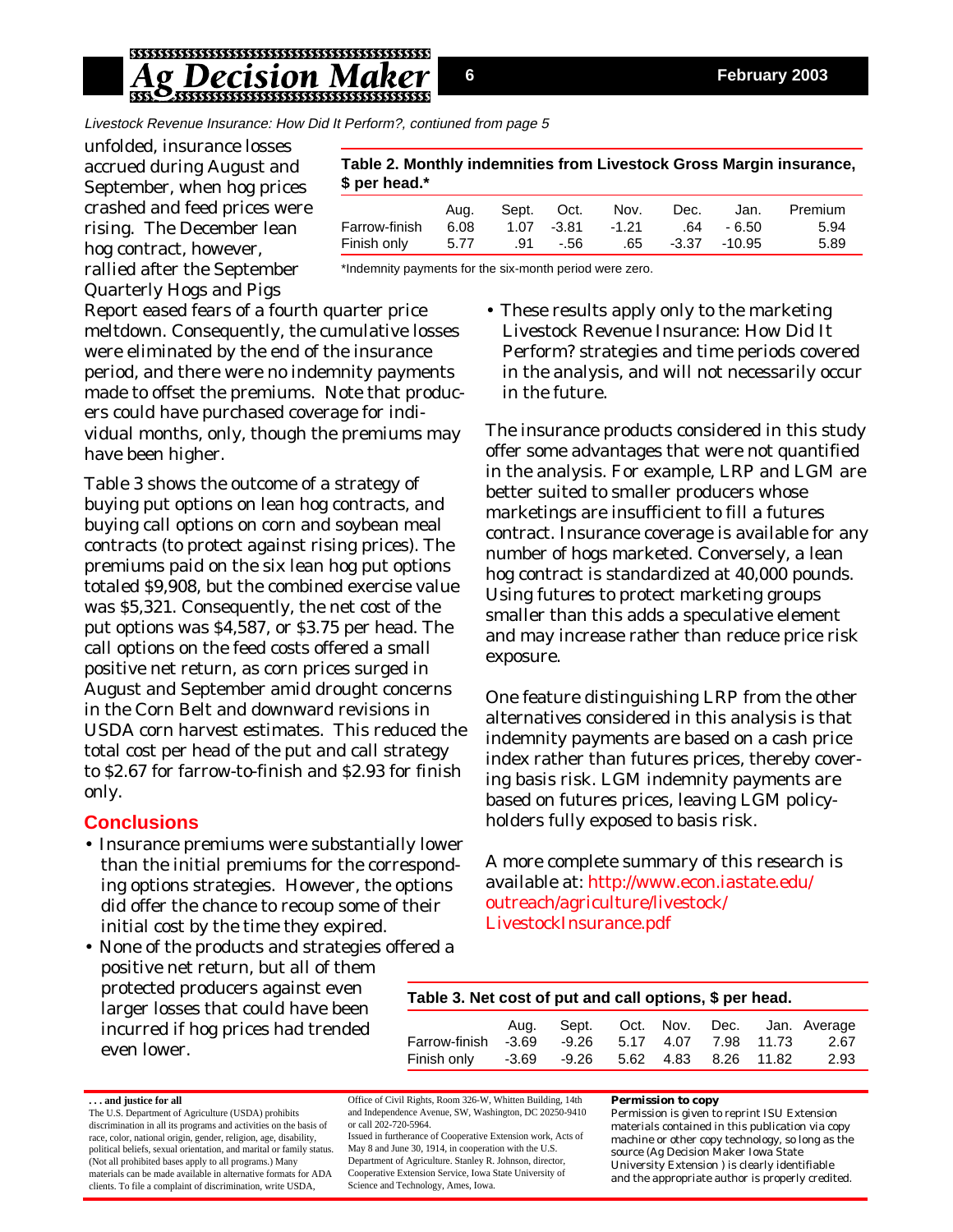*Livestock Revenue Insurance: How Did It Perform?, contiuned from page 5*

unfolded, insurance losses accrued during August and September, when hog prices crashed and feed prices were rising. The December lean hog contract, however, rallied after the September Quarterly Hogs and Pigs Report eased fears of a fourth quarter price meltdown. Consequently, the cumulative losses were eliminated by the end of the insurance period, and there were no indemnity payments made to offset the premiums. Note that producers could have purchased coverage for individual months, only, though the premiums may have been higher.

**Table 2. Monthly indemnities from Livestock Gross Margin insurance, $ per head.***

| | Aug. | Sept. | Oct. | Nov. | Dec. | Jan. | Premium |
|---|---|---|---|---|---|---|---|
| Farrow-finish | 6.08 | 1.07 | -3.81 | -1.21 | .64 | - 6.50 | 5.94 |
| Finish only | 5.77 | .91 | -.56 | .65 | -3.37 | -10.95 | 5.89 |

*Indemnity payments for the six-month period were zero.

Table 3 shows the outcome of a strategy of buying put options on lean hog contracts, and buying call options on corn and soybean meal contracts (to protect against rising prices). The premiums paid on the six lean hog put options totaled $9,908, but the combined exercise value was $5,321. Consequently, the net cost of the put options was $4,587, or $3.75 per head. The call options on the feed costs offered a small positive net return, as corn prices surged in August and September amid drought concerns in the Corn Belt and downward revisions in USDA corn harvest estimates. This reduced the total cost per head of the put and call strategy to $2.67 for farrow-to-finish and $2.93 for finish only.

## Conclusions

- Insurance premiums were substantially lower than the initial premiums for the corresponding options strategies. However, the options did offer the chance to recoup some of their initial cost by the time they expired.
- None of the products and strategies offered a positive net return, but all of them protected producers against even larger losses that could have been incurred if hog prices had trended even lower.
- These results apply only to the marketing Livestock Revenue Insurance: How Did It Perform? strategies and time periods covered in the analysis, and will not necessarily occur in the future.

The insurance products considered in this study offer some advantages that were not quantified in the analysis. For example, LRP and LGM are better suited to smaller producers whose marketings are insufficient to fill a futures contract. Insurance coverage is available for any number of hogs marketed. Conversely, a lean hog contract is standardized at 40,000 pounds. Using futures to protect marketing groups smaller than this adds a speculative element and may increase rather than reduce price risk exposure.

One feature distinguishing LRP from the other alternatives considered in this analysis is that indemnity payments are based on a cash price index rather than futures prices, thereby covering basis risk. LGM indemnity payments are based on futures prices, leaving LGM policyholders fully exposed to basis risk.

A more complete summary of this research is available at: http://www.econ.iastate.edu/outreach/agriculture/livestock/LivestockInsurance.pdf

**Table 3. Net cost of put and call options, $ per head.**

| | Aug. | Sept. | Oct. | Nov. | Dec. | Jan. | Average |
|---|---|---|---|---|---|---|---|
| Farrow-finish | -3.69 | -9.26 | 5.17 | 4.07 | 7.98 | 11.73 | 2.67 |
| Finish only | -3.69 | -9.26 | 5.62 | 4.83 | 8.26 | 11.82 | 2.93 |

**. . . and justice for all**

The U.S. Department of Agriculture (USDA) prohibits discrimination in all its programs and activities on the basis of race, color, national origin, gender, religion, age, disability, political beliefs, sexual orientation, and marital or family status. (Not all prohibited bases apply to all programs.) Many materials can be made available in alternative formats for ADA clients. To file a complaint of discrimination, write USDA, Office of Civil Rights, Room 326-W, Whitten Building, 14th and Independence Avenue, SW, Washington, DC 20250-9410 or call 202-720-5964.

Issued in furtherance of Cooperative Extension work, Acts of May 8 and June 30, 1914, in cooperation with the U.S. Department of Agriculture. Stanley R. Johnson, director, Cooperative Extension Service, Iowa State University of Science and Technology, Ames, Iowa.

**Permission to copy**

Permission is given to reprint ISU Extension materials contained in this publication via copy machine or other copy technology, so long as the source (Ag Decision Maker Iowa State University Extension ) is clearly identifiable and the appropriate author is properly credited.